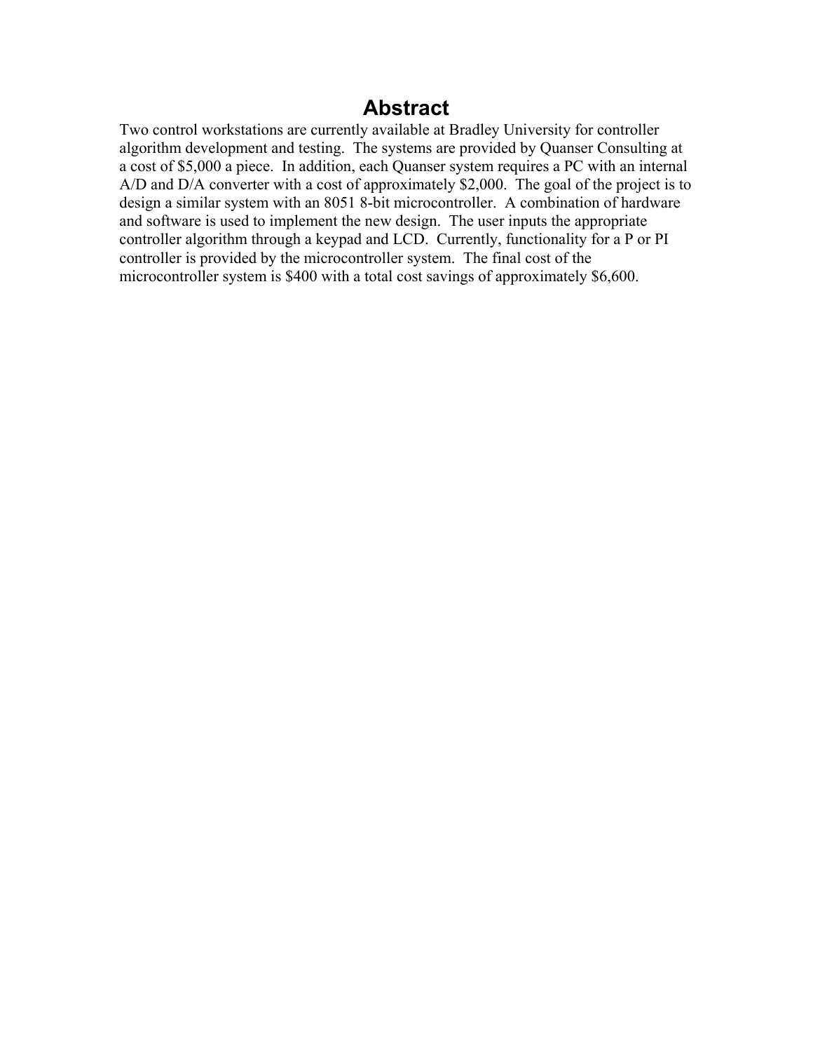# Abstract

Two control workstations are currently available at Bradley University for controller algorithm development and testing. The systems are provided by Quanser Consulting at a cost of $5,000 a piece. In addition, each Quanser system requires a PC with an internal A/D and D/A converter with a cost of approximately $2,000. The goal of the project is to design a similar system with an 8051 8-bit microcontroller. A combination of hardware and software is used to implement the new design. The user inputs the appropriate controller algorithm through a keypad and LCD. Currently, functionality for a P or PI controller is provided by the microcontroller system. The final cost of the microcontroller system is $400 with a total cost savings of approximately $6,600.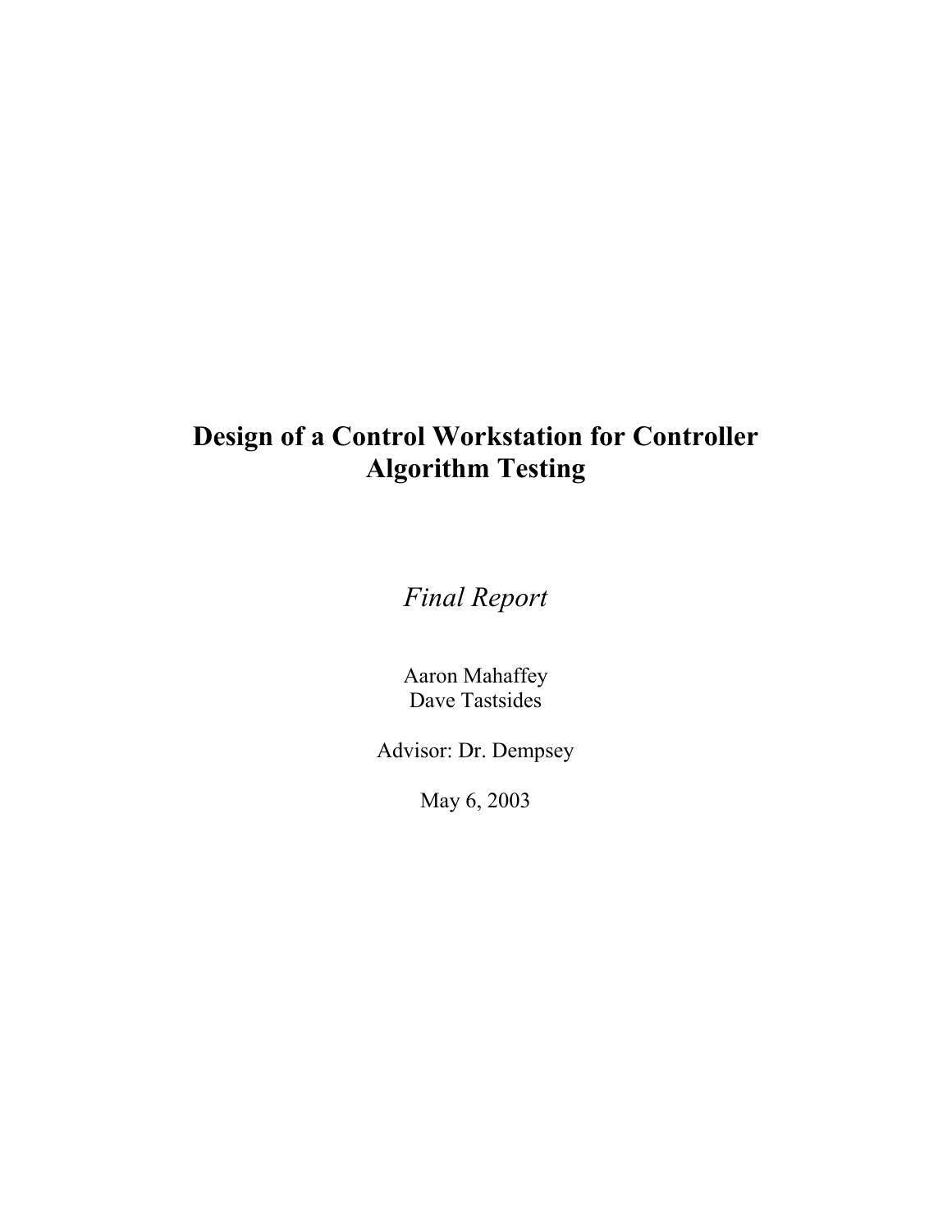# Design of a Control Workstation for Controller Algorithm Testing

*Final Report*

Aaron Mahaffey
Dave Tastsides

Advisor: Dr. Dempsey

May 6, 2003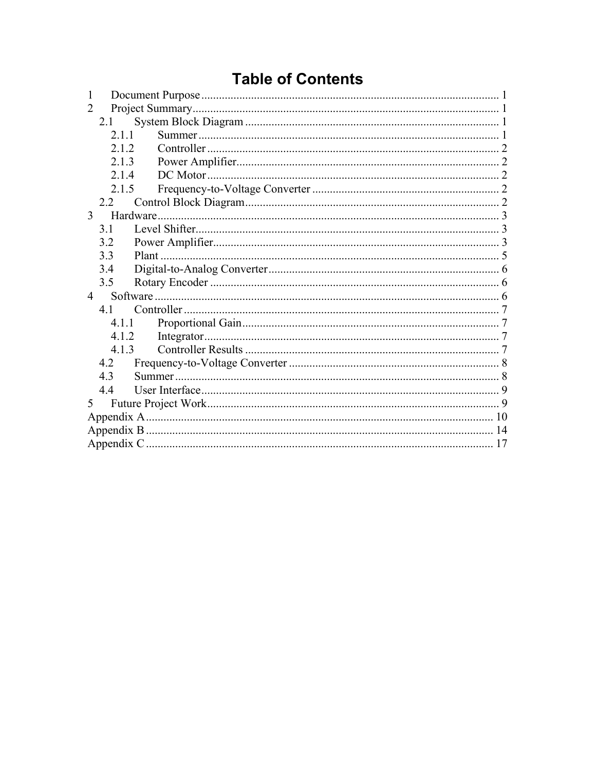# Table of Contents

1 Document Purpose ..... 1
2 Project Summary ..... 1
  2.1 System Block Diagram ..... 1
    2.1.1 Summer ..... 1
    2.1.2 Controller ..... 2
    2.1.3 Power Amplifier ..... 2
    2.1.4 DC Motor ..... 2
    2.1.5 Frequency-to-Voltage Converter ..... 2
  2.2 Control Block Diagram ..... 2
3 Hardware ..... 3
  3.1 Level Shifter ..... 3
  3.2 Power Amplifier ..... 3
  3.3 Plant ..... 5
  3.4 Digital-to-Analog Converter ..... 6
  3.5 Rotary Encoder ..... 6
4 Software ..... 6
  4.1 Controller ..... 7
    4.1.1 Proportional Gain ..... 7
    4.1.2 Integrator ..... 7
    4.1.3 Controller Results ..... 7
  4.2 Frequency-to-Voltage Converter ..... 8
  4.3 Summer ..... 8
  4.4 User Interface ..... 9
5 Future Project Work ..... 9
Appendix A ..... 10
Appendix B ..... 14
Appendix C ..... 17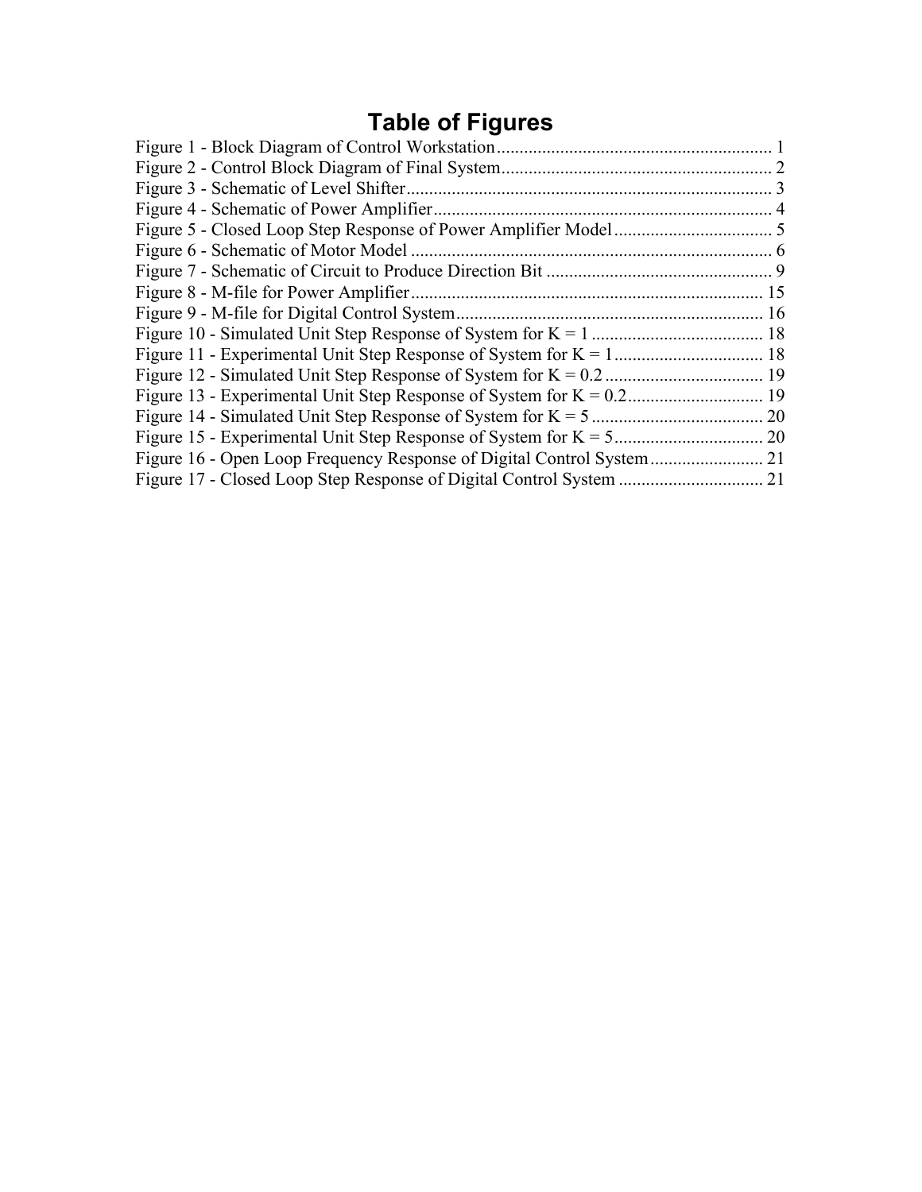# Table of Figures

Figure 1 - Block Diagram of Control Workstation ............................................................ 1
Figure 2 - Control Block Diagram of Final System........................................................... 2
Figure 3 - Schematic of Level Shifter................................................................................ 3
Figure 4 - Schematic of Power Amplifier.......................................................................... 4
Figure 5 - Closed Loop Step Response of Power Amplifier Model .................................. 5
Figure 6 - Schematic of Motor Model ............................................................................... 6
Figure 7 - Schematic of Circuit to Produce Direction Bit .................................................. 9
Figure 8 - M-file for Power Amplifier............................................................................. 15
Figure 9 - M-file for Digital Control System................................................................... 16
Figure 10 - Simulated Unit Step Response of System for K = 1 ...................................... 18
Figure 11 - Experimental Unit Step Response of System for K = 1................................. 18
Figure 12 - Simulated Unit Step Response of System for K = 0.2 ................................... 19
Figure 13 - Experimental Unit Step Response of System for K = 0.2.............................. 19
Figure 14 - Simulated Unit Step Response of System for K = 5 ...................................... 20
Figure 15 - Experimental Unit Step Response of System for K = 5................................. 20
Figure 16 - Open Loop Frequency Response of Digital Control System......................... 21
Figure 17 - Closed Loop Step Response of Digital Control System ................................ 21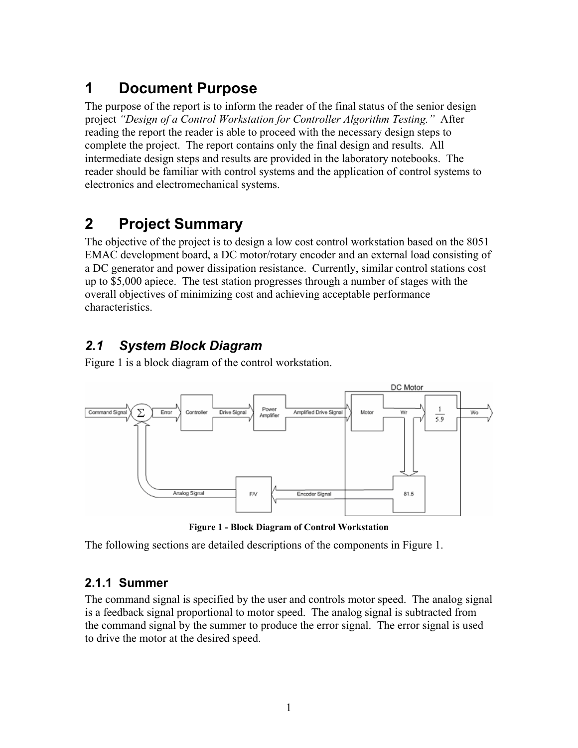# 1 Document Purpose

The purpose of the report is to inform the reader of the final status of the senior design project *"Design of a Control Workstation for Controller Algorithm Testing."* After reading the report the reader is able to proceed with the necessary design steps to complete the project. The report contains only the final design and results. All intermediate design steps and results are provided in the laboratory notebooks. The reader should be familiar with control systems and the application of control systems to electronics and electromechanical systems.

# 2 Project Summary

The objective of the project is to design a low cost control workstation based on the 8051 EMAC development board, a DC motor/rotary encoder and an external load consisting of a DC generator and power dissipation resistance. Currently, similar control stations cost up to $5,000 apiece. The test station progresses through a number of stages with the overall objectives of minimizing cost and achieving acceptable performance characteristics.

## *2.1 System Block Diagram*

Figure 1 is a block diagram of the control workstation.

**Figure 1 - Block Diagram of Control Workstation**

The following sections are detailed descriptions of the components in Figure 1.

### 2.1.1 Summer

The command signal is specified by the user and controls motor speed. The analog signal is a feedback signal proportional to motor speed. The analog signal is subtracted from the command signal by the summer to produce the error signal. The error signal is used to drive the motor at the desired speed.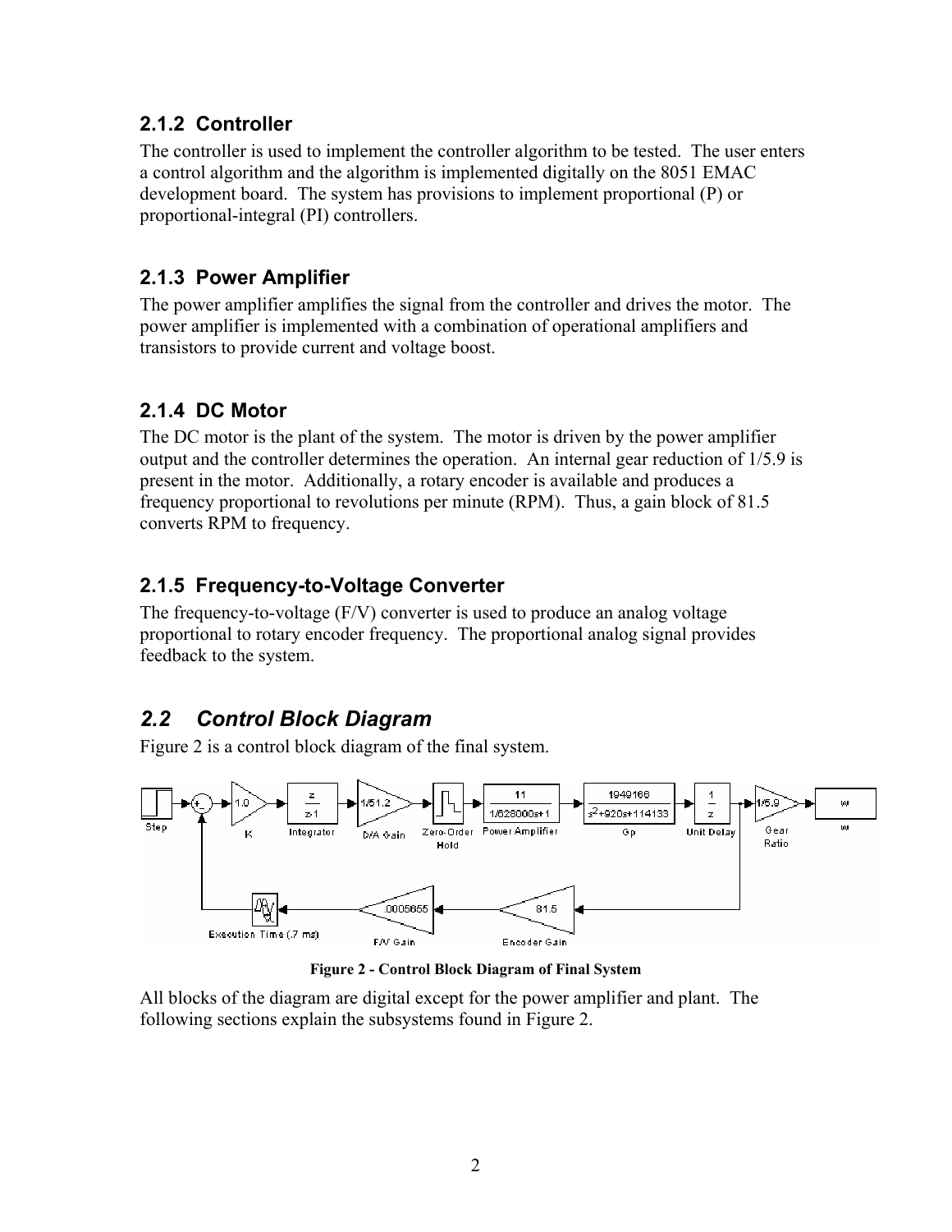### 2.1.2 Controller

The controller is used to implement the controller algorithm to be tested. The user enters a control algorithm and the algorithm is implemented digitally on the 8051 EMAC development board. The system has provisions to implement proportional (P) or proportional-integral (PI) controllers.

### 2.1.3 Power Amplifier

The power amplifier amplifies the signal from the controller and drives the motor. The power amplifier is implemented with a combination of operational amplifiers and transistors to provide current and voltage boost.

### 2.1.4 DC Motor

The DC motor is the plant of the system. The motor is driven by the power amplifier output and the controller determines the operation. An internal gear reduction of 1/5.9 is present in the motor. Additionally, a rotary encoder is available and produces a frequency proportional to revolutions per minute (RPM). Thus, a gain block of 81.5 converts RPM to frequency.

### 2.1.5 Frequency-to-Voltage Converter

The frequency-to-voltage (F/V) converter is used to produce an analog voltage proportional to rotary encoder frequency. The proportional analog signal provides feedback to the system.

## *2.2 Control Block Diagram*

Figure 2 is a control block diagram of the final system.

**Figure 2 - Control Block Diagram of Final System**

All blocks of the diagram are digital except for the power amplifier and plant. The following sections explain the subsystems found in Figure 2.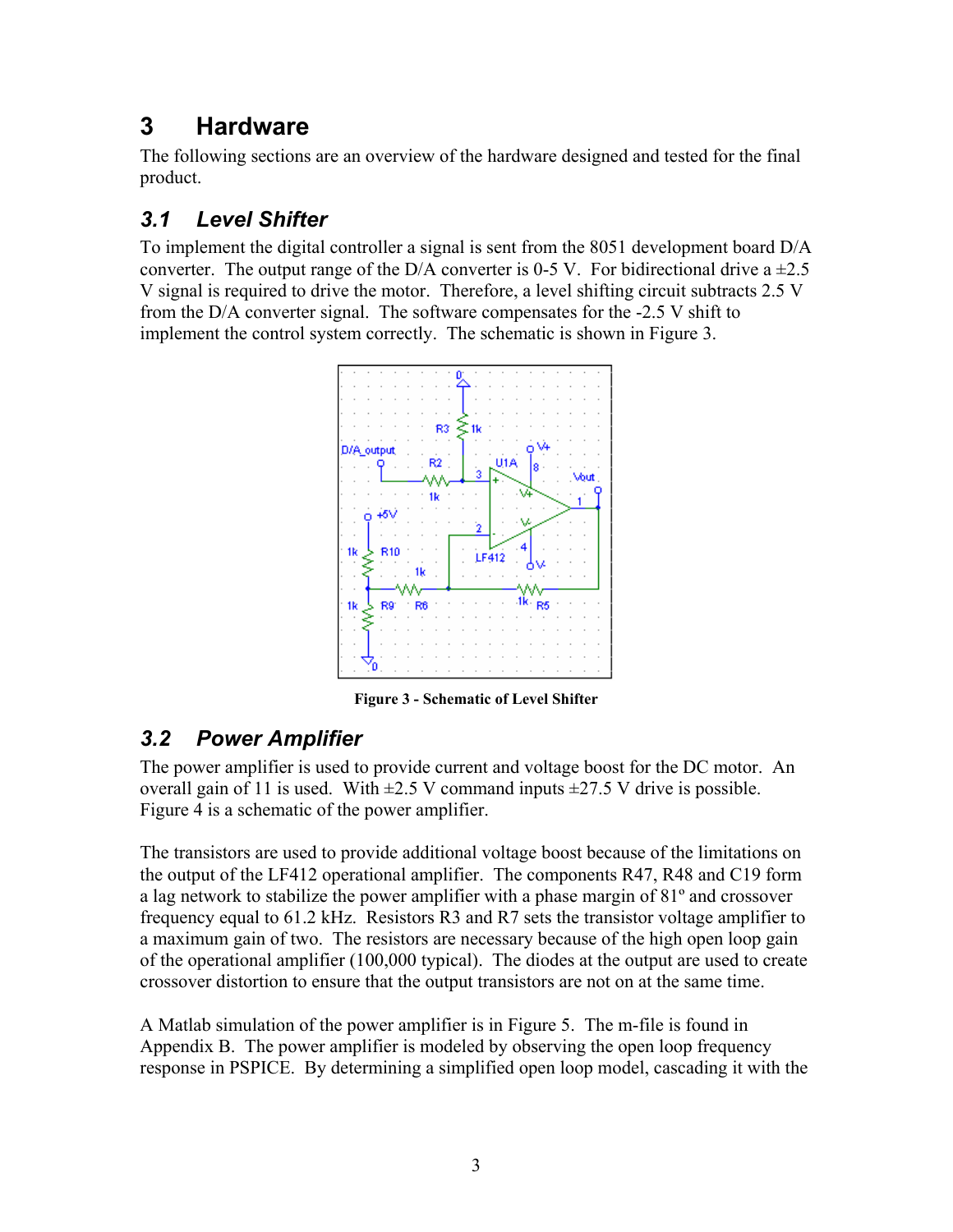# 3 Hardware

The following sections are an overview of the hardware designed and tested for the final product.

## 3.1 *Level Shifter*

To implement the digital controller a signal is sent from the 8051 development board D/A converter. The output range of the D/A converter is 0-5 V. For bidirectional drive a ±2.5 V signal is required to drive the motor. Therefore, a level shifting circuit subtracts 2.5 V from the D/A converter signal. The software compensates for the -2.5 V shift to implement the control system correctly. The schematic is shown in Figure 3.

**Figure 3 - Schematic of Level Shifter**

## 3.2 *Power Amplifier*

The power amplifier is used to provide current and voltage boost for the DC motor. An overall gain of 11 is used. With ±2.5 V command inputs ±27.5 V drive is possible. Figure 4 is a schematic of the power amplifier.

The transistors are used to provide additional voltage boost because of the limitations on the output of the LF412 operational amplifier. The components R47, R48 and C19 form a lag network to stabilize the power amplifier with a phase margin of 81º and crossover frequency equal to 61.2 kHz. Resistors R3 and R7 sets the transistor voltage amplifier to a maximum gain of two. The resistors are necessary because of the high open loop gain of the operational amplifier (100,000 typical). The diodes at the output are used to create crossover distortion to ensure that the output transistors are not on at the same time.

A Matlab simulation of the power amplifier is in Figure 5. The m-file is found in Appendix B. The power amplifier is modeled by observing the open loop frequency response in PSPICE. By determining a simplified open loop model, cascading it with the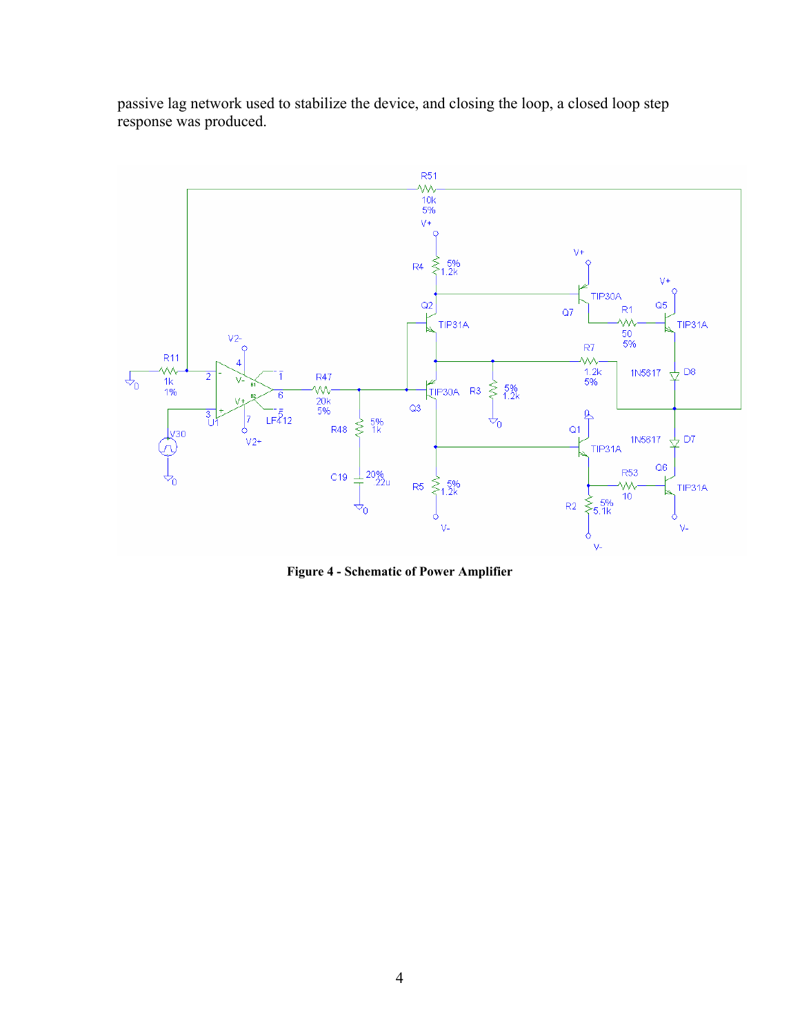passive lag network used to stabilize the device, and closing the loop, a closed loop step response was produced.

**Figure 4 - Schematic of Power Amplifier**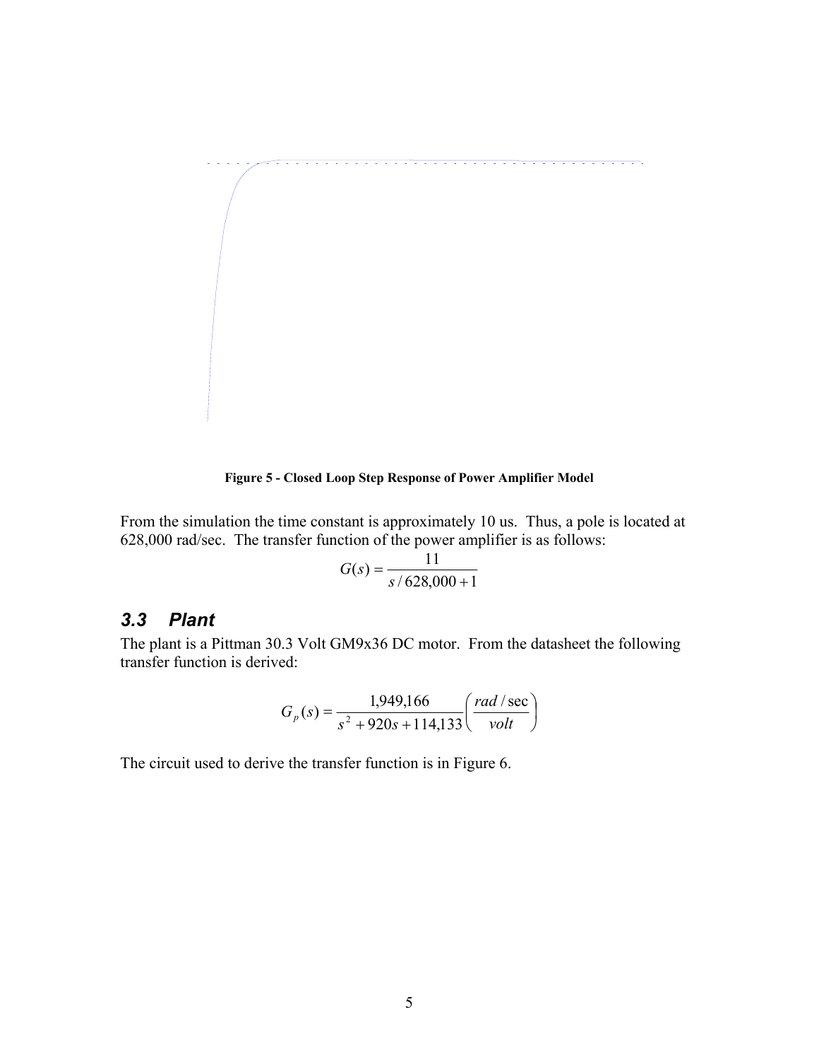Figure 5 - Closed Loop Step Response of Power Amplifier Model

From the simulation the time constant is approximately 10 us. Thus, a pole is located at 628,000 rad/sec. The transfer function of the power amplifier is as follows:

$$G(s) = \frac{11}{s/628{,}000 + 1}$$

## 3.3 Plant

The plant is a Pittman 30.3 Volt GM9x36 DC motor. From the datasheet the following transfer function is derived:

$$G_p(s) = \frac{1{,}949{,}166}{s^2 + 920s + 114{,}133}\left(\frac{rad/\sec}{volt}\right)$$

The circuit used to derive the transfer function is in Figure 6.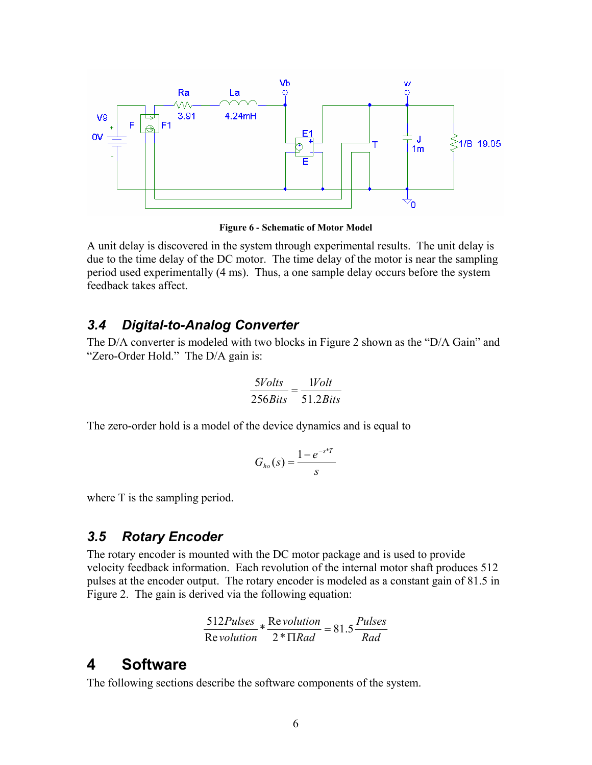**Figure 6 - Schematic of Motor Model**

A unit delay is discovered in the system through experimental results. The unit delay is due to the time delay of the DC motor. The time delay of the motor is near the sampling period used experimentally (4 ms). Thus, a one sample delay occurs before the system feedback takes affect.

## 3.4 Digital-to-Analog Converter

The D/A converter is modeled with two blocks in Figure 2 shown as the "D/A Gain" and "Zero-Order Hold." The D/A gain is:

$$\frac{5 Volts}{256 Bits} = \frac{1 Volt}{51.2 Bits}$$

The zero-order hold is a model of the device dynamics and is equal to

$$G_{ho}(s) = \frac{1 - e^{-s*T}}{s}$$

where T is the sampling period.

## 3.5 Rotary Encoder

The rotary encoder is mounted with the DC motor package and is used to provide velocity feedback information. Each revolution of the internal motor shaft produces 512 pulses at the encoder output. The rotary encoder is modeled as a constant gain of 81.5 in Figure 2. The gain is derived via the following equation:

$$\frac{512 Pulses}{Revolution} * \frac{Revolution}{2 * \Pi Rad} = 81.5 \frac{Pulses}{Rad}$$

# 4 Software

The following sections describe the software components of the system.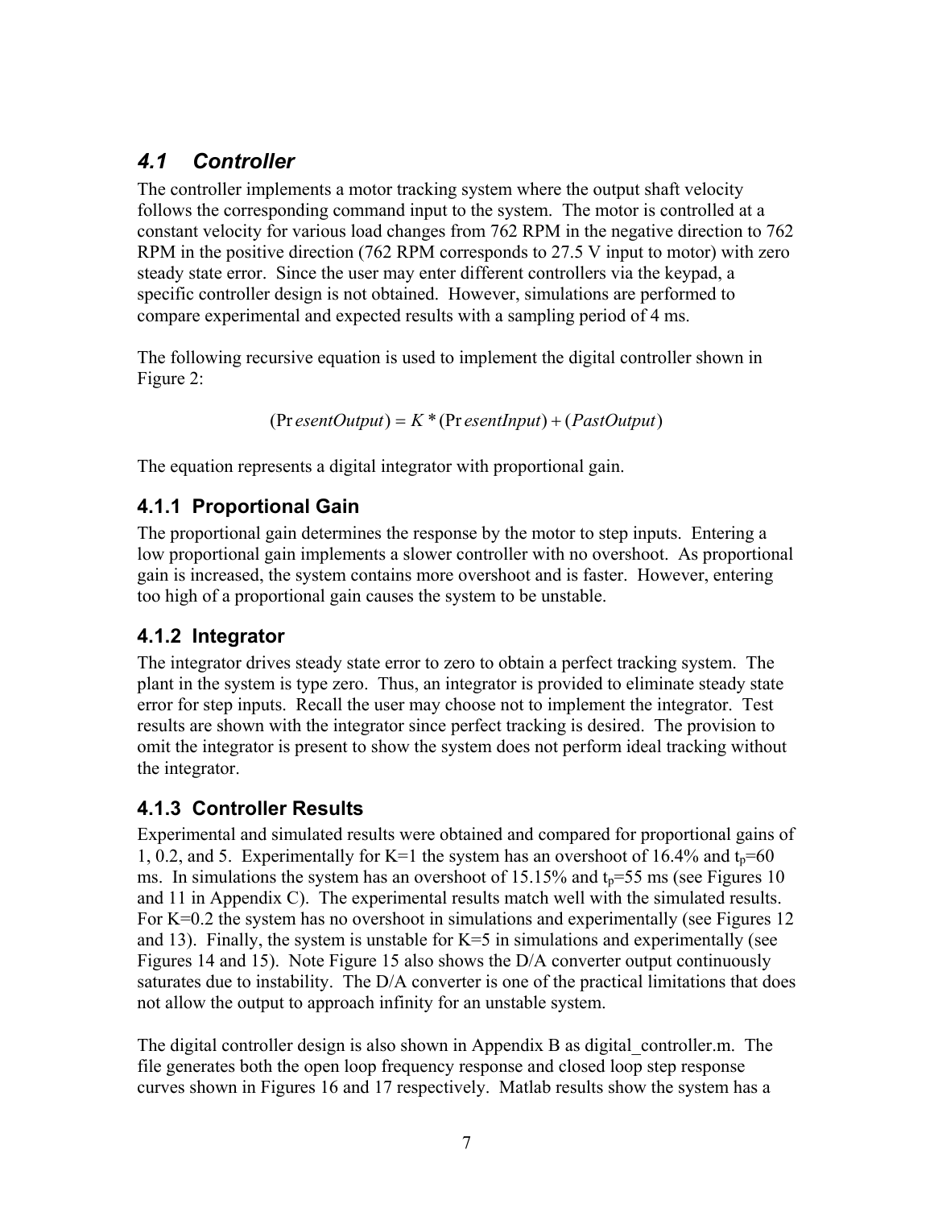## *4.1 Controller*

The controller implements a motor tracking system where the output shaft velocity follows the corresponding command input to the system. The motor is controlled at a constant velocity for various load changes from 762 RPM in the negative direction to 762 RPM in the positive direction (762 RPM corresponds to 27.5 V input to motor) with zero steady state error. Since the user may enter different controllers via the keypad, a specific controller design is not obtained. However, simulations are performed to compare experimental and expected results with a sampling period of 4 ms.

The following recursive equation is used to implement the digital controller shown in Figure 2:

$$(PresentOutput) = K * (PresentInput) + (PastOutput)$$

The equation represents a digital integrator with proportional gain.

### 4.1.1 Proportional Gain

The proportional gain determines the response by the motor to step inputs. Entering a low proportional gain implements a slower controller with no overshoot. As proportional gain is increased, the system contains more overshoot and is faster. However, entering too high of a proportional gain causes the system to be unstable.

### 4.1.2 Integrator

The integrator drives steady state error to zero to obtain a perfect tracking system. The plant in the system is type zero. Thus, an integrator is provided to eliminate steady state error for step inputs. Recall the user may choose not to implement the integrator. Test results are shown with the integrator since perfect tracking is desired. The provision to omit the integrator is present to show the system does not perform ideal tracking without the integrator.

### 4.1.3 Controller Results

Experimental and simulated results were obtained and compared for proportional gains of 1, 0.2, and 5. Experimentally for K=1 the system has an overshoot of 16.4% and $t_p$=60 ms. In simulations the system has an overshoot of 15.15% and $t_p$=55 ms (see Figures 10 and 11 in Appendix C). The experimental results match well with the simulated results. For K=0.2 the system has no overshoot in simulations and experimentally (see Figures 12 and 13). Finally, the system is unstable for K=5 in simulations and experimentally (see Figures 14 and 15). Note Figure 15 also shows the D/A converter output continuously saturates due to instability. The D/A converter is one of the practical limitations that does not allow the output to approach infinity for an unstable system.

The digital controller design is also shown in Appendix B as digital_controller.m. The file generates both the open loop frequency response and closed loop step response curves shown in Figures 16 and 17 respectively. Matlab results show the system has a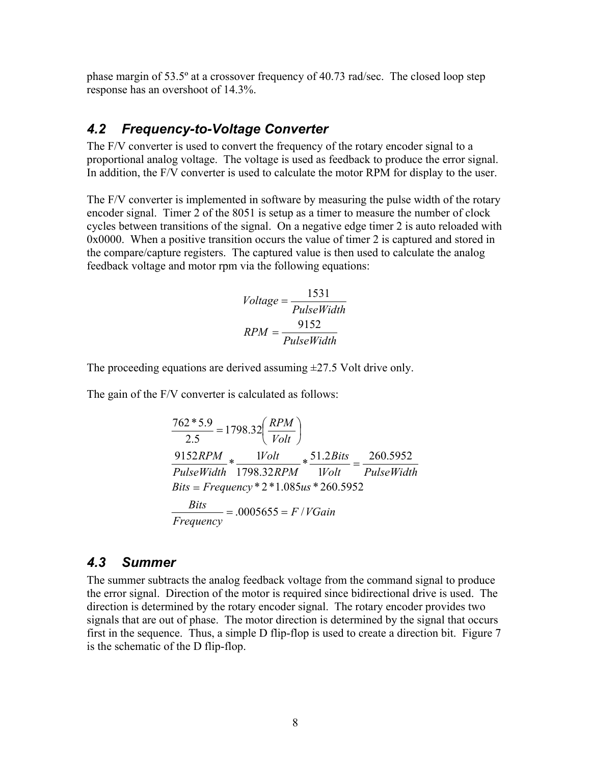phase margin of 53.5º at a crossover frequency of 40.73 rad/sec. The closed loop step response has an overshoot of 14.3%.

## 4.2 Frequency-to-Voltage Converter

The F/V converter is used to convert the frequency of the rotary encoder signal to a proportional analog voltage. The voltage is used as feedback to produce the error signal. In addition, the F/V converter is used to calculate the motor RPM for display to the user.

The F/V converter is implemented in software by measuring the pulse width of the rotary encoder signal. Timer 2 of the 8051 is setup as a timer to measure the number of clock cycles between transitions of the signal. On a negative edge timer 2 is auto reloaded with 0x0000. When a positive transition occurs the value of timer 2 is captured and stored in the compare/capture registers. The captured value is then used to calculate the analog feedback voltage and motor rpm via the following equations:

$$Voltage = \frac{1531}{PulseWidth}$$

$$RPM = \frac{9152}{PulseWidth}$$

The proceeding equations are derived assuming ±27.5 Volt drive only.

The gain of the F/V converter is calculated as follows:

$$\frac{762 * 5.9}{2.5} = 1798.32\left(\frac{RPM}{Volt}\right)$$

$$\frac{9152RPM}{PulseWidth} * \frac{1Volt}{1798.32RPM} * \frac{51.2Bits}{1Volt} = \frac{260.5952}{PulseWidth}$$

$$Bits = Frequency * 2 * 1.085us * 260.5952$$

$$\frac{Bits}{Frequency} = .0005655 = F/VGain$$

## 4.3 Summer

The summer subtracts the analog feedback voltage from the command signal to produce the error signal. Direction of the motor is required since bidirectional drive is used. The direction is determined by the rotary encoder signal. The rotary encoder provides two signals that are out of phase. The motor direction is determined by the signal that occurs first in the sequence. Thus, a simple D flip-flop is used to create a direction bit. Figure 7 is the schematic of the D flip-flop.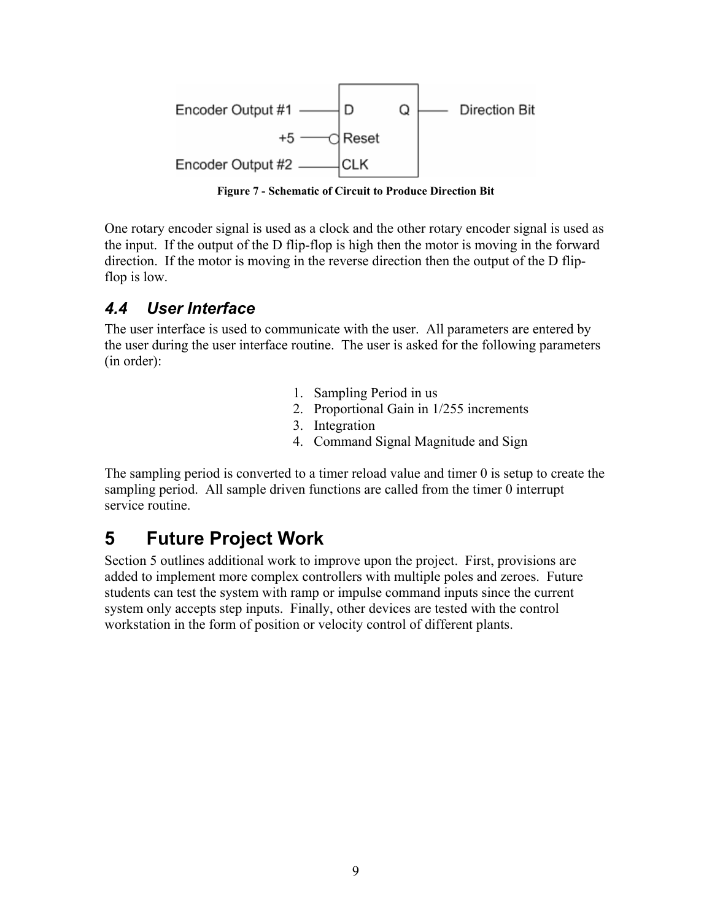Encoder Output #1 — D Q — Direction Bit

+5 — Reset

Encoder Output #2 — CLK

**Figure 7 - Schematic of Circuit to Produce Direction Bit**

One rotary encoder signal is used as a clock and the other rotary encoder signal is used as the input. If the output of the D flip-flop is high then the motor is moving in the forward direction. If the motor is moving in the reverse direction then the output of the D flip-flop is low.

### *4.4 User Interface*

The user interface is used to communicate with the user. All parameters are entered by the user during the user interface routine. The user is asked for the following parameters (in order):

1. Sampling Period in us
2. Proportional Gain in 1/255 increments
3. Integration
4. Command Signal Magnitude and Sign

The sampling period is converted to a timer reload value and timer 0 is setup to create the sampling period. All sample driven functions are called from the timer 0 interrupt service routine.

# 5 Future Project Work

Section 5 outlines additional work to improve upon the project. First, provisions are added to implement more complex controllers with multiple poles and zeroes. Future students can test the system with ramp or impulse command inputs since the current system only accepts step inputs. Finally, other devices are tested with the control workstation in the form of position or velocity control of different plants.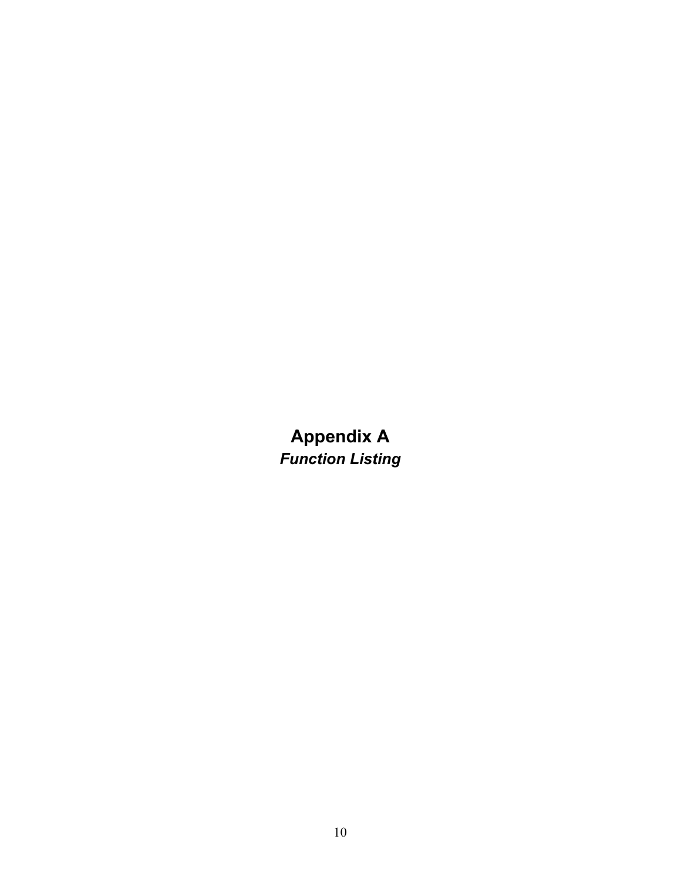# Appendix A

***Function Listing***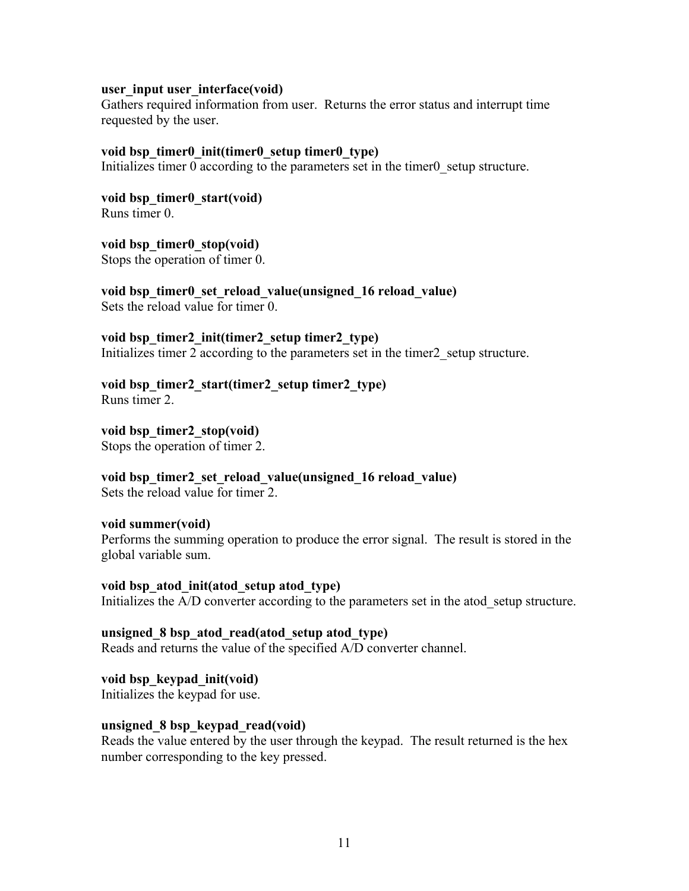**user_input user_interface(void)**
Gathers required information from user. Returns the error status and interrupt time requested by the user.

**void bsp_timer0_init(timer0_setup timer0_type)**
Initializes timer 0 according to the parameters set in the timer0_setup structure.

**void bsp_timer0_start(void)**
Runs timer 0.

**void bsp_timer0_stop(void)**
Stops the operation of timer 0.

**void bsp_timer0_set_reload_value(unsigned_16 reload_value)**
Sets the reload value for timer 0.

**void bsp_timer2_init(timer2_setup timer2_type)**
Initializes timer 2 according to the parameters set in the timer2_setup structure.

**void bsp_timer2_start(timer2_setup timer2_type)**
Runs timer 2.

**void bsp_timer2_stop(void)**
Stops the operation of timer 2.

**void bsp_timer2_set_reload_value(unsigned_16 reload_value)**
Sets the reload value for timer 2.

**void summer(void)**
Performs the summing operation to produce the error signal. The result is stored in the global variable sum.

**void bsp_atod_init(atod_setup atod_type)**
Initializes the A/D converter according to the parameters set in the atod_setup structure.

**unsigned_8 bsp_atod_read(atod_setup atod_type)**
Reads and returns the value of the specified A/D converter channel.

**void bsp_keypad_init(void)**
Initializes the keypad for use.

**unsigned_8 bsp_keypad_read(void)**
Reads the value entered by the user through the keypad. The result returned is the hex number corresponding to the key pressed.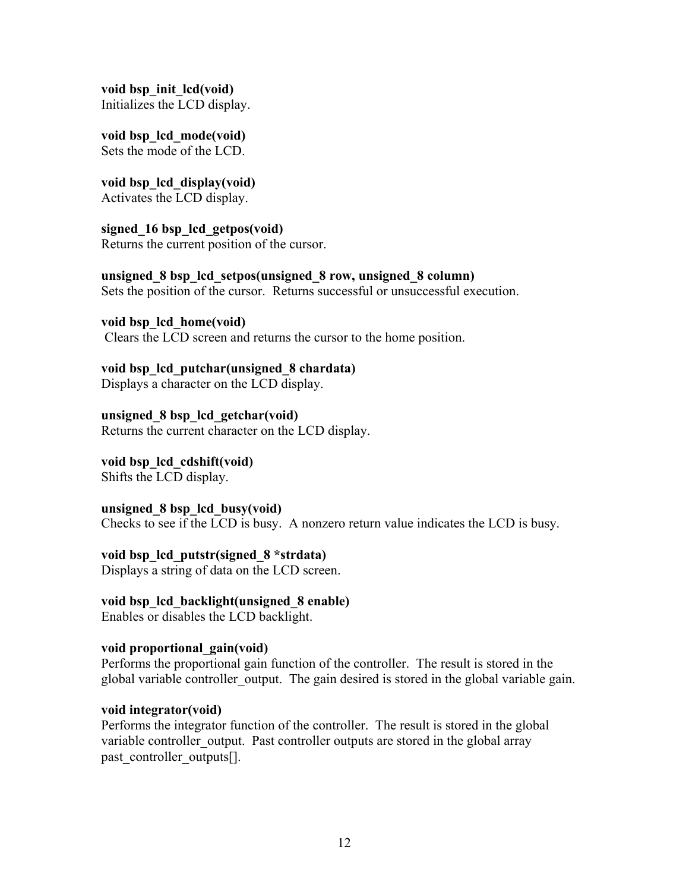**void bsp_init_lcd(void)**
Initializes the LCD display.

**void bsp_lcd_mode(void)**
Sets the mode of the LCD.

**void bsp_lcd_display(void)**
Activates the LCD display.

**signed_16 bsp_lcd_getpos(void)**
Returns the current position of the cursor.

**unsigned_8 bsp_lcd_setpos(unsigned_8 row, unsigned_8 column)**
Sets the position of the cursor. Returns successful or unsuccessful execution.

**void bsp_lcd_home(void)**
Clears the LCD screen and returns the cursor to the home position.

**void bsp_lcd_putchar(unsigned_8 chardata)**
Displays a character on the LCD display.

**unsigned_8 bsp_lcd_getchar(void)**
Returns the current character on the LCD display.

**void bsp_lcd_cdshift(void)**
Shifts the LCD display.

**unsigned_8 bsp_lcd_busy(void)**
Checks to see if the LCD is busy. A nonzero return value indicates the LCD is busy.

**void bsp_lcd_putstr(signed_8 *strdata)**
Displays a string of data on the LCD screen.

**void bsp_lcd_backlight(unsigned_8 enable)**
Enables or disables the LCD backlight.

**void proportional_gain(void)**
Performs the proportional gain function of the controller. The result is stored in the global variable controller_output. The gain desired is stored in the global variable gain.

**void integrator(void)**
Performs the integrator function of the controller. The result is stored in the global variable controller_output. Past controller outputs are stored in the global array past_controller_outputs[].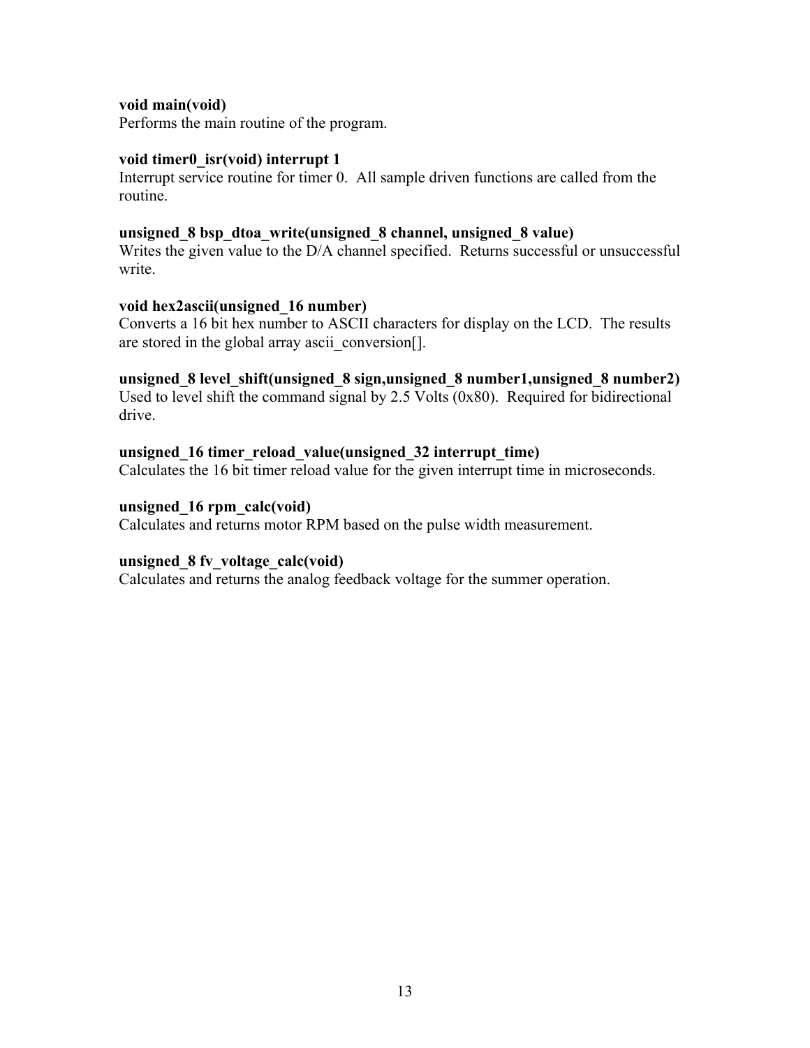**void main(void)**
Performs the main routine of the program.

**void timer0_isr(void) interrupt 1**
Interrupt service routine for timer 0. All sample driven functions are called from the routine.

**unsigned_8 bsp_dtoa_write(unsigned_8 channel, unsigned_8 value)**
Writes the given value to the D/A channel specified. Returns successful or unsuccessful write.

**void hex2ascii(unsigned_16 number)**
Converts a 16 bit hex number to ASCII characters for display on the LCD. The results are stored in the global array ascii_conversion[].

**unsigned_8 level_shift(unsigned_8 sign,unsigned_8 number1,unsigned_8 number2)**
Used to level shift the command signal by 2.5 Volts (0x80). Required for bidirectional drive.

**unsigned_16 timer_reload_value(unsigned_32 interrupt_time)**
Calculates the 16 bit timer reload value for the given interrupt time in microseconds.

**unsigned_16 rpm_calc(void)**
Calculates and returns motor RPM based on the pulse width measurement.

**unsigned_8 fv_voltage_calc(void)**
Calculates and returns the analog feedback voltage for the summer operation.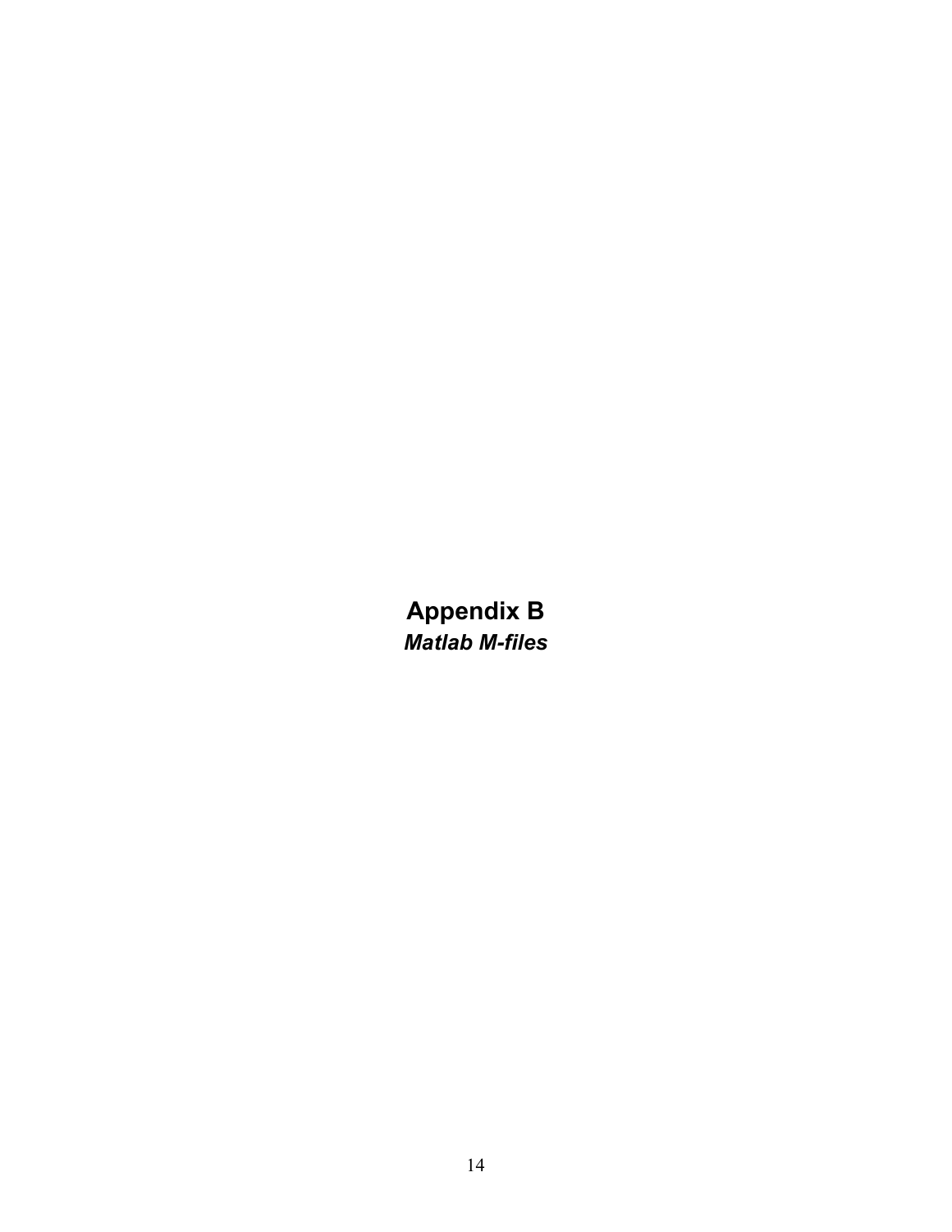# Appendix B

***Matlab M-files***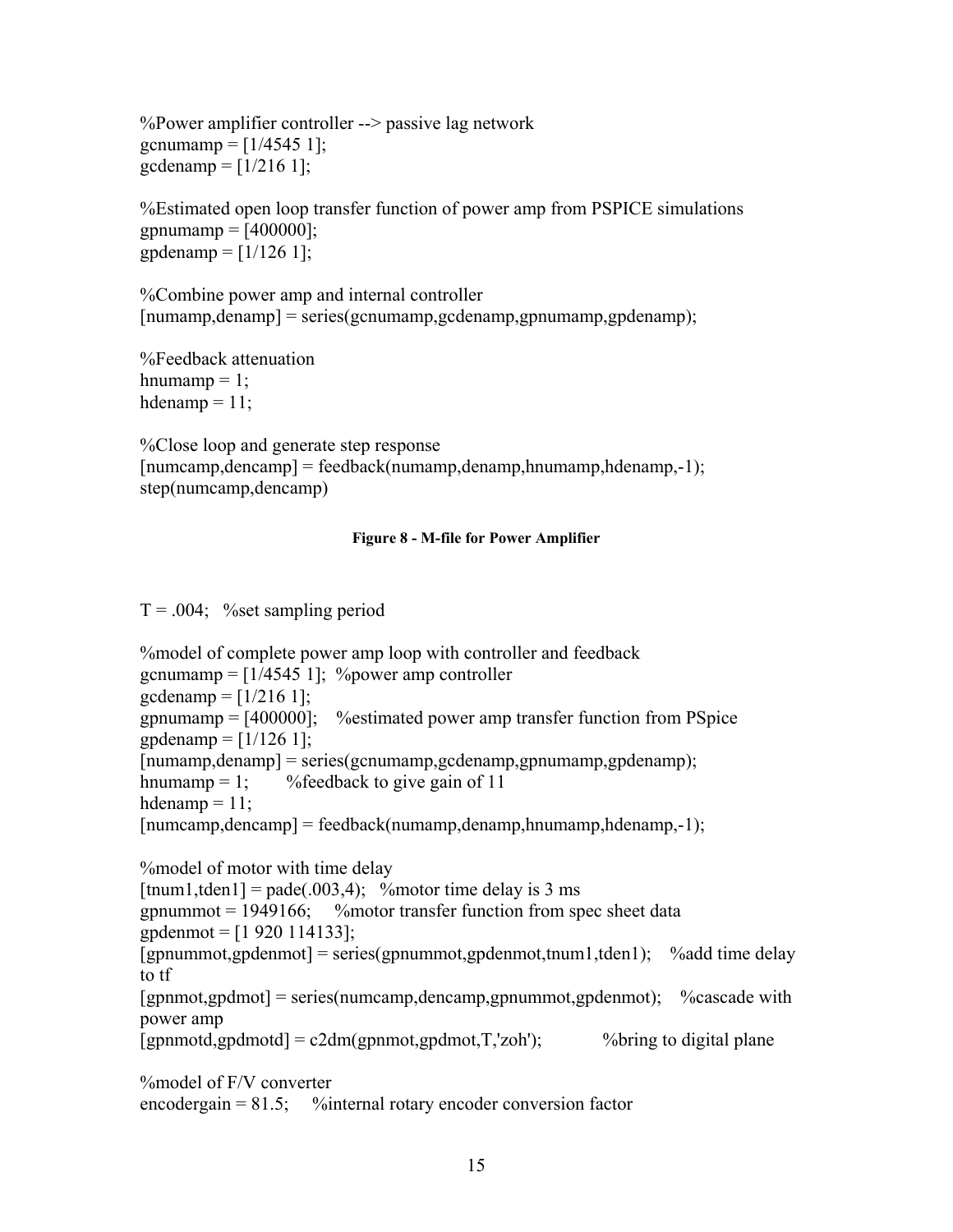```
%Power amplifier controller --> passive lag network
gcnumamp = [1/4545 1];
gcdenamp = [1/216 1];

%Estimated open loop transfer function of power amp from PSPICE simulations
gpnumamp = [400000];
gpdenamp = [1/126 1];

%Combine power amp and internal controller
[numamp,denamp] = series(gcnumamp,gcdenamp,gpnumamp,gpdenamp);

%Feedback attenuation
hnumamp = 1;
hdenamp = 11;

%Close loop and generate step response
[numcamp,dencamp] = feedback(numamp,denamp,hnumamp,hdenamp,-1);
step(numcamp,dencamp)
```

**Figure 8 - M-file for Power Amplifier**

```
T = .004;   %set sampling period

%model of complete power amp loop with controller and feedback
gcnumamp = [1/4545 1];  %power amp controller
gcdenamp = [1/216 1];
gpnumamp = [400000];    %estimated power amp transfer function from PSpice
gpdenamp = [1/126 1];
[numamp,denamp] = series(gcnumamp,gcdenamp,gpnumamp,gpdenamp);
hnumamp = 1;        %feedback to give gain of 11
hdenamp = 11;
[numcamp,dencamp] = feedback(numamp,denamp,hnumamp,hdenamp,-1);

%model of motor with time delay
[tnum1,tden1] = pade(.003,4);   %motor time delay is 3 ms
gpnummot = 1949166;     %motor transfer function from spec sheet data
gpdenmot = [1 920 114133];
[gpnummot,gpdenmot] = series(gpnummot,gpdenmot,tnum1,tden1);    %add time delay
to tf
[gpnmot,gpdmot] = series(numcamp,dencamp,gpnummot,gpdenmot);    %cascade with
power amp
[gpnmotd,gpdmotd] = c2dm(gpnmot,gpdmot,T,'zoh');            %bring to digital plane

%model of F/V converter
encodergain = 81.5;     %internal rotary encoder conversion factor
```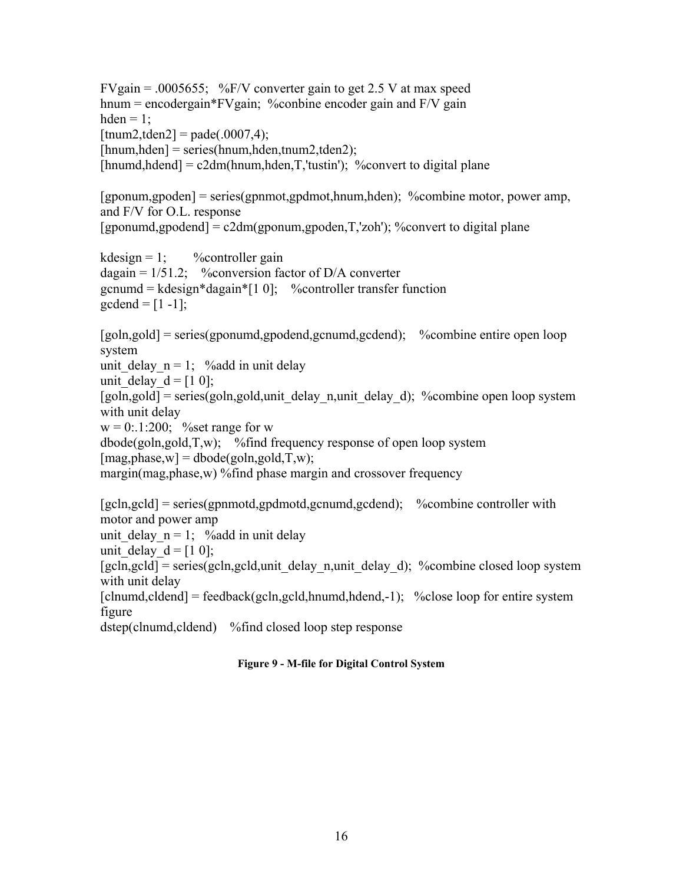```
FVgain = .0005655;   %F/V converter gain to get 2.5 V at max speed
hnum = encodergain*FVgain;  %conbine encoder gain and F/V gain
hden = 1;
[tnum2,tden2] = pade(.0007,4);
[hnum,hden] = series(hnum,hden,tnum2,tden2);
[hnumd,hdend] = c2dm(hnum,hden,T,'tustin');  %convert to digital plane

[gponum,gpoden] = series(gpnmot,gpdmot,hnum,hden);  %combine motor, power amp,
and F/V for O.L. response
[gponumd,gpodend] = c2dm(gponum,gpoden,T,'zoh'); %convert to digital plane

kdesign = 1;        %controller gain
dagain = 1/51.2;    %conversion factor of D/A converter
gcnumd = kdesign*dagain*[1 0];    %controller transfer function
gcdend = [1 -1];

[goln,gold] = series(gponumd,gpodend,gcnumd,gcdend);    %combine entire open loop
system
unit_delay_n = 1;   %add in unit delay
unit_delay_d = [1 0];
[goln,gold] = series(goln,gold,unit_delay_n,unit_delay_d);  %combine open loop system
with unit delay
w = 0:.1:200;   %set range for w
dbode(goln,gold,T,w);    %find frequency response of open loop system
[mag,phase,w] = dbode(goln,gold,T,w);
margin(mag,phase,w) %find phase margin and crossover frequency

[gcln,gcld] = series(gpnmotd,gpdmotd,gcnumd,gcdend);    %combine controller with
motor and power amp
unit_delay_n = 1;   %add in unit delay
unit_delay_d = [1 0];
[gcln,gcld] = series(gcln,gcld,unit_delay_n,unit_delay_d);  %combine closed loop system
with unit delay
[clnumd,cldend] = feedback(gcln,gcld,hnumd,hdend,-1);   %close loop for entire system
figure
dstep(clnumd,cldend)    %find closed loop step response
```

**Figure 9 - M-file for Digital Control System**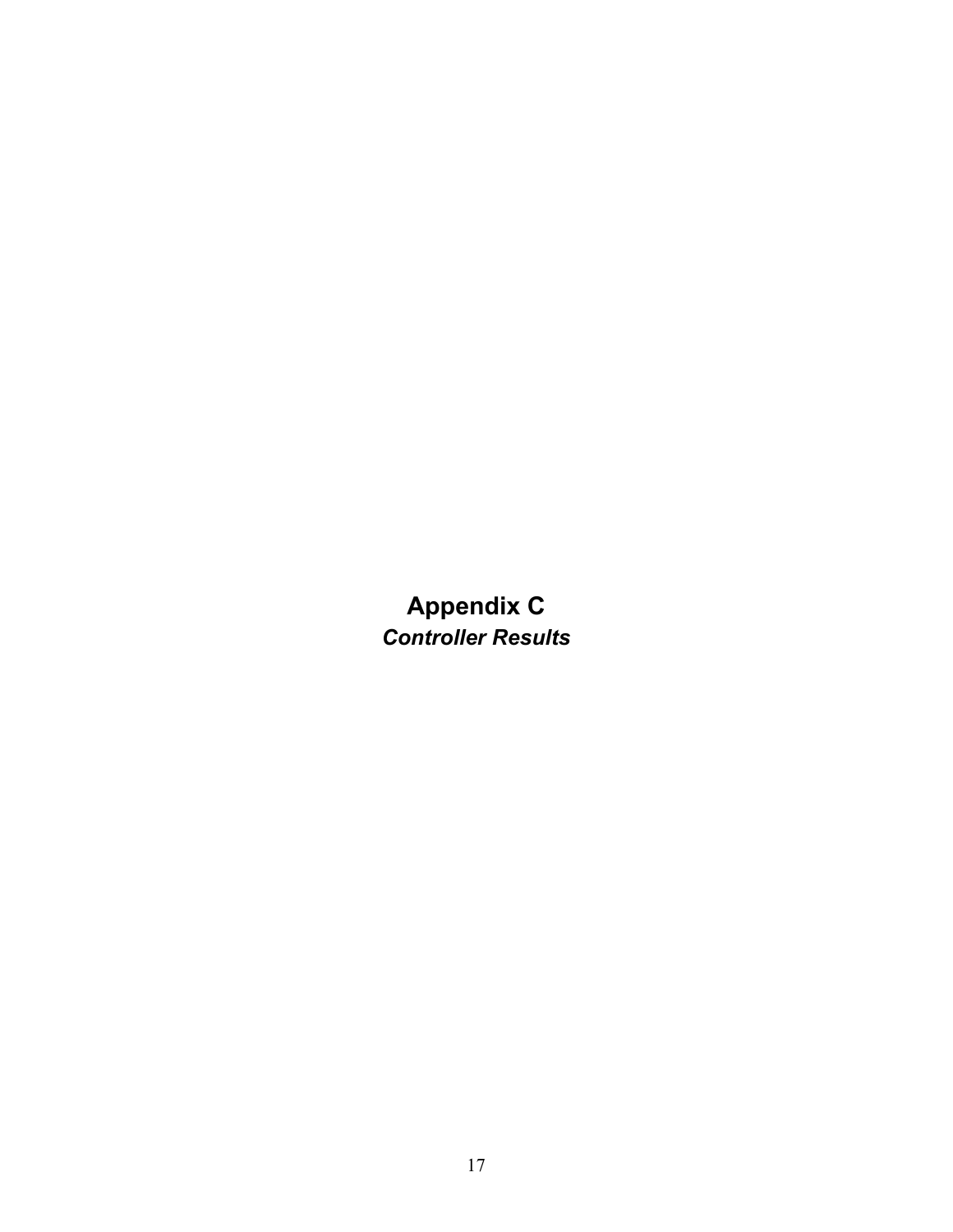# Appendix C

***Controller Results***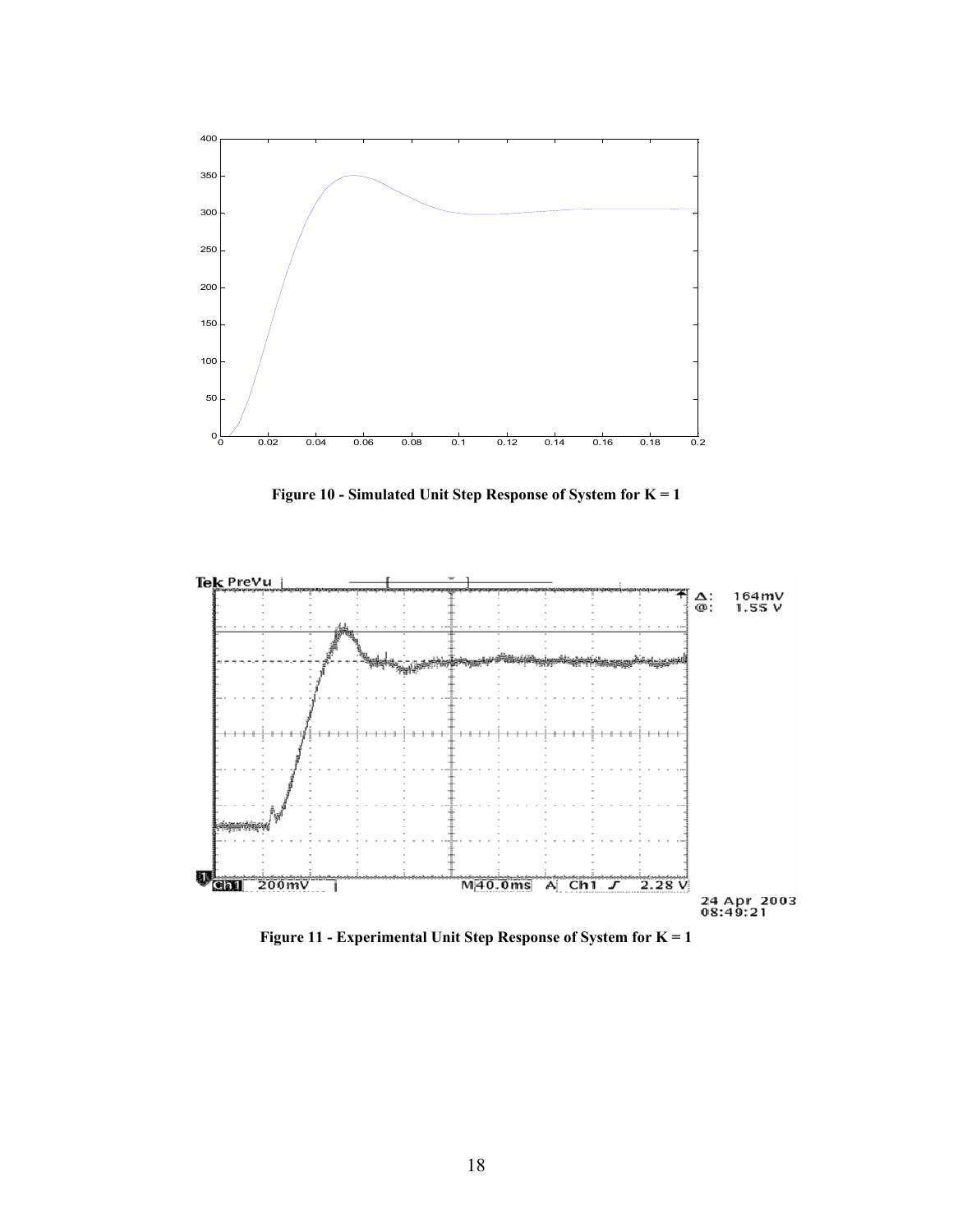**Figure 10 - Simulated Unit Step Response of System for K = 1**

**Figure 11 - Experimental Unit Step Response of System for K = 1**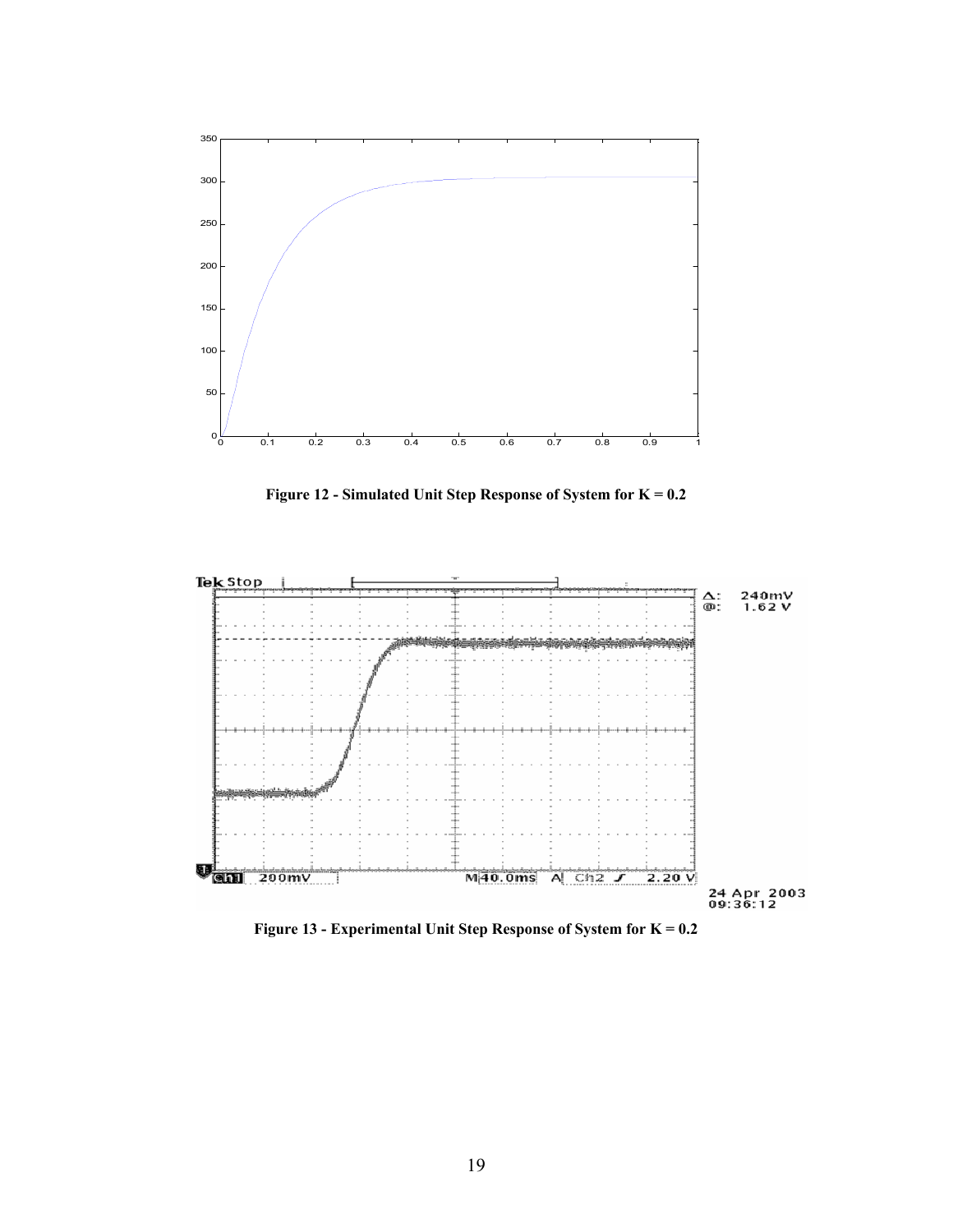Figure 12 - Simulated Unit Step Response of System for K = 0.2

Figure 13 - Experimental Unit Step Response of System for K = 0.2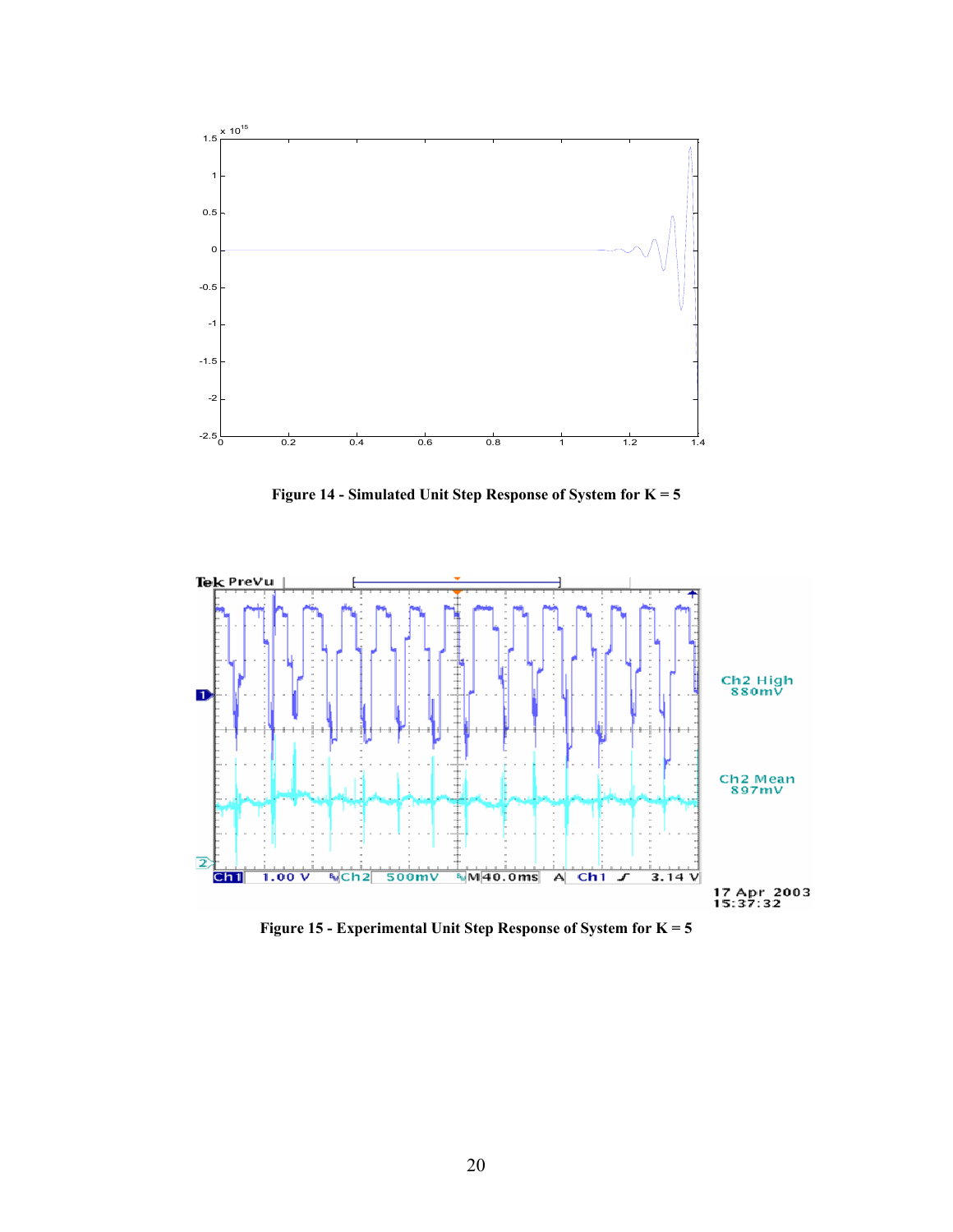Figure 14 - Simulated Unit Step Response of System for K = 5

Figure 15 - Experimental Unit Step Response of System for K = 5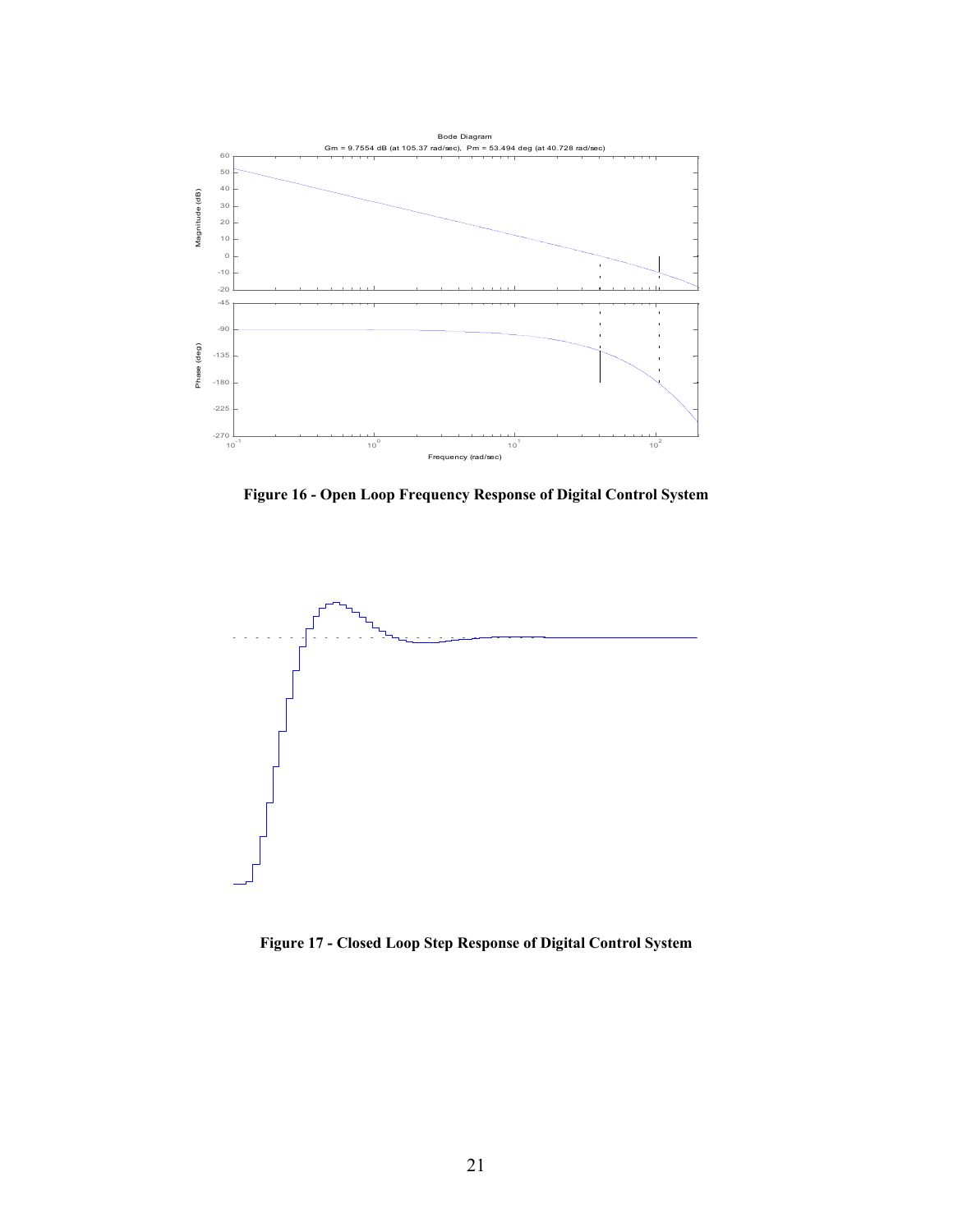Bode Diagram

Gm = 9.7554 dB (at 105.37 rad/sec), Pm = 53.494 deg (at 40.728 rad/sec)

Magnitude (dB)

60
50
40
30
20
10
0
-10
-20

Phase (deg)

-45
-90
-135
-180
-225
-270

$10^{-1}$ $10^{0}$ $10^{1}$ $10^{2}$

Frequency (rad/sec)

**Figure 16 - Open Loop Frequency Response of Digital Control System**

**Figure 17 - Closed Loop Step Response of Digital Control System**